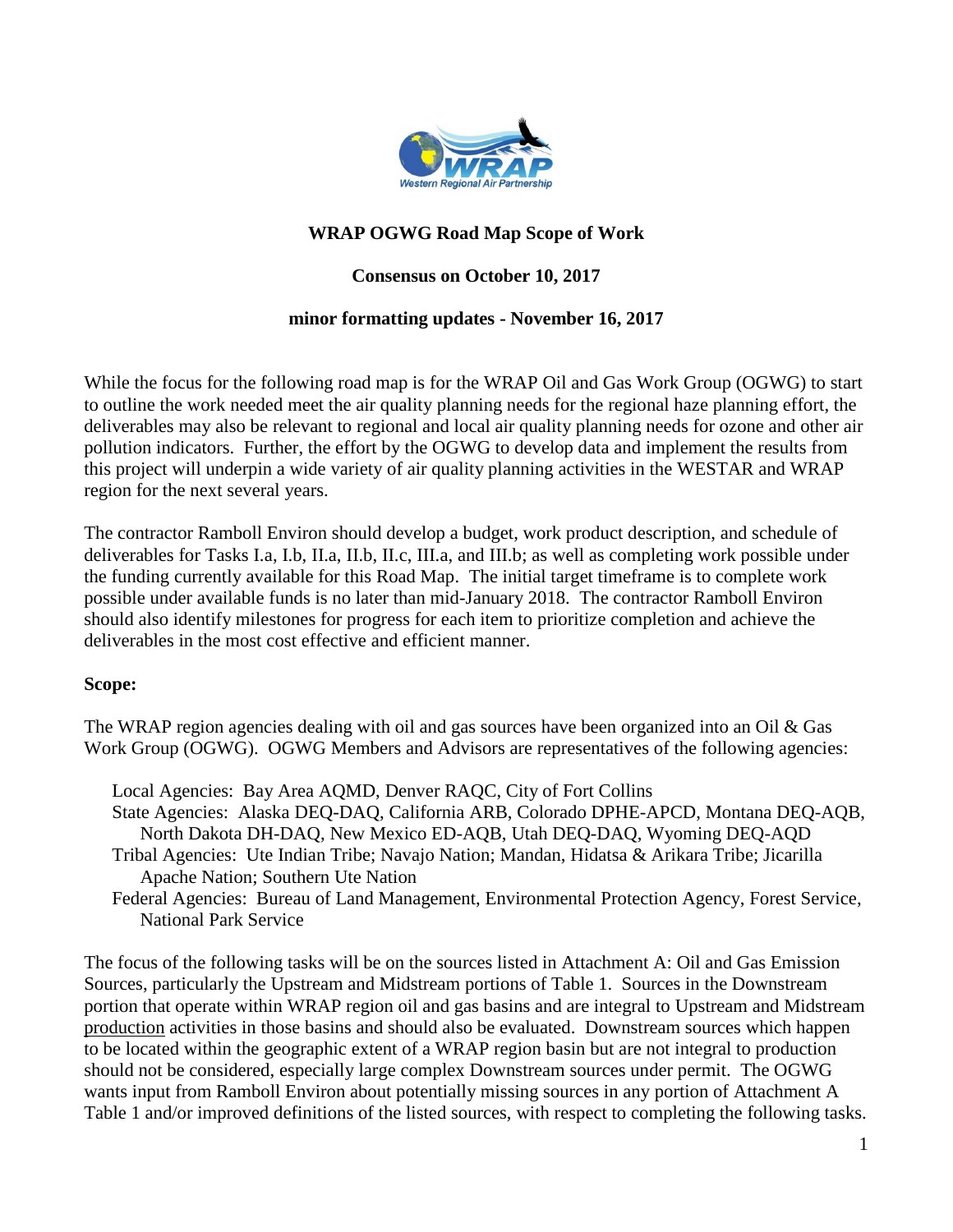# WRAP OGWG Road Map Scope of Work

**Consensus on October 10, 2017**

**minor formatting updates - November 16, 2017**

While the focus for the following road map is for the WRAP Oil and Gas Work Group (OGWG) to start to outline the work needed meet the air quality planning needs for the regional haze planning effort, the deliverables may also be relevant to regional and local air quality planning needs for ozone and other air pollution indicators. Further, the effort by the OGWG to develop data and implement the results from this project will underpin a wide variety of air quality planning activities in the WESTAR and WRAP region for the next several years.

The contractor Ramboll Environ should develop a budget, work product description, and schedule of deliverables for Tasks I.a, I.b, II.a, II.b, II.c, III.a, and III.b; as well as completing work possible under the funding currently available for this Road Map. The initial target timeframe is to complete work possible under available funds is no later than mid-January 2018. The contractor Ramboll Environ should also identify milestones for progress for each item to prioritize completion and achieve the deliverables in the most cost effective and efficient manner.

**Scope:**

The WRAP region agencies dealing with oil and gas sources have been organized into an Oil & Gas Work Group (OGWG). OGWG Members and Advisors are representatives of the following agencies:

- Local Agencies: Bay Area AQMD, Denver RAQC, City of Fort Collins
- State Agencies: Alaska DEQ-DAQ, California ARB, Colorado DPHE-APCD, Montana DEQ-AQB, North Dakota DH-DAQ, New Mexico ED-AQB, Utah DEQ-DAQ, Wyoming DEQ-AQD
- Tribal Agencies: Ute Indian Tribe; Navajo Nation; Mandan, Hidatsa & Arikara Tribe; Jicarilla Apache Nation; Southern Ute Nation
- Federal Agencies: Bureau of Land Management, Environmental Protection Agency, Forest Service, National Park Service

The focus of the following tasks will be on the sources listed in Attachment A: Oil and Gas Emission Sources, particularly the Upstream and Midstream portions of Table 1. Sources in the Downstream portion that operate within WRAP region oil and gas basins and are integral to Upstream and Midstream <u>production</u> activities in those basins and should also be evaluated. Downstream sources which happen to be located within the geographic extent of a WRAP region basin but are not integral to production should not be considered, especially large complex Downstream sources under permit. The OGWG wants input from Ramboll Environ about potentially missing sources in any portion of Attachment A Table 1 and/or improved definitions of the listed sources, with respect to completing the following tasks.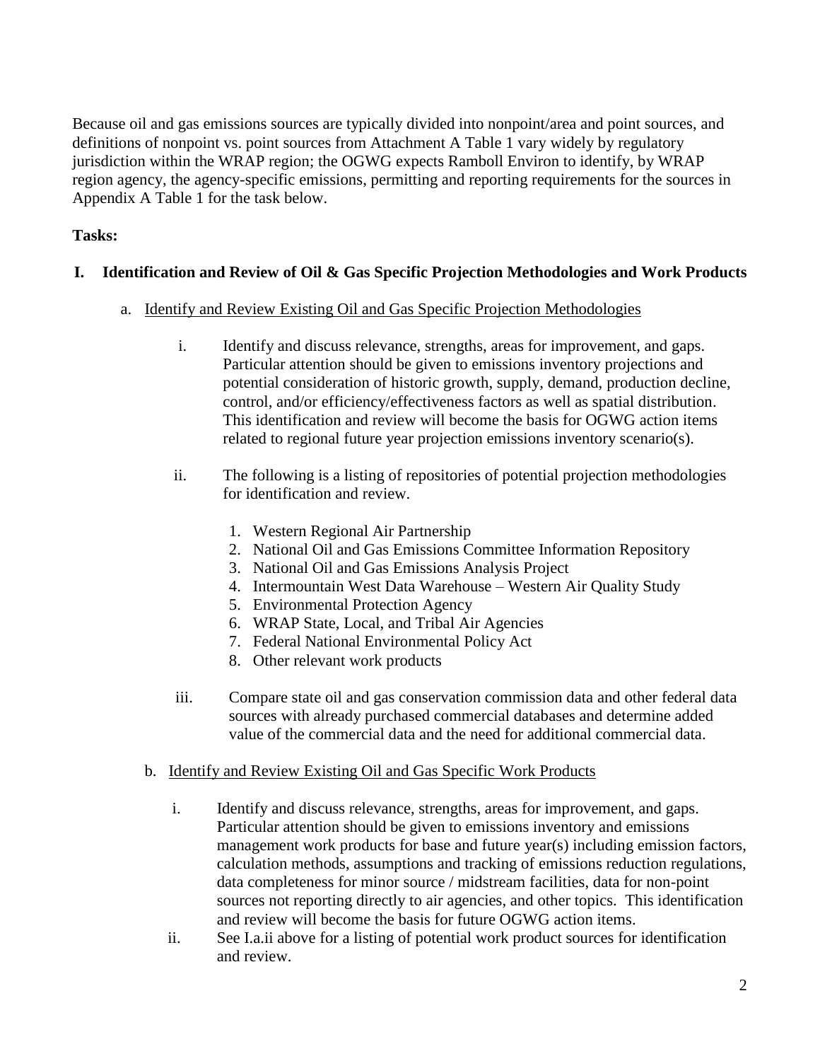Because oil and gas emissions sources are typically divided into nonpoint/area and point sources, and definitions of nonpoint vs. point sources from Attachment A Table 1 vary widely by regulatory jurisdiction within the WRAP region; the OGWG expects Ramboll Environ to identify, by WRAP region agency, the agency-specific emissions, permitting and reporting requirements for the sources in Appendix A Table 1 for the task below.

**Tasks:**

## I. Identification and Review of Oil & Gas Specific Projection Methodologies and Work Products

a. Identify and Review Existing Oil and Gas Specific Projection Methodologies

  i. Identify and discuss relevance, strengths, areas for improvement, and gaps. Particular attention should be given to emissions inventory projections and potential consideration of historic growth, supply, demand, production decline, control, and/or efficiency/effectiveness factors as well as spatial distribution. This identification and review will become the basis for OGWG action items related to regional future year projection emissions inventory scenario(s).

  ii. The following is a listing of repositories of potential projection methodologies for identification and review.

    1. Western Regional Air Partnership
    2. National Oil and Gas Emissions Committee Information Repository
    3. National Oil and Gas Emissions Analysis Project
    4. Intermountain West Data Warehouse – Western Air Quality Study
    5. Environmental Protection Agency
    6. WRAP State, Local, and Tribal Air Agencies
    7. Federal National Environmental Policy Act
    8. Other relevant work products

  iii. Compare state oil and gas conservation commission data and other federal data sources with already purchased commercial databases and determine added value of the commercial data and the need for additional commercial data.

b. Identify and Review Existing Oil and Gas Specific Work Products

  i. Identify and discuss relevance, strengths, areas for improvement, and gaps. Particular attention should be given to emissions inventory and emissions management work products for base and future year(s) including emission factors, calculation methods, assumptions and tracking of emissions reduction regulations, data completeness for minor source / midstream facilities, data for non-point sources not reporting directly to air agencies, and other topics. This identification and review will become the basis for future OGWG action items.

  ii. See I.a.ii above for a listing of potential work product sources for identification and review.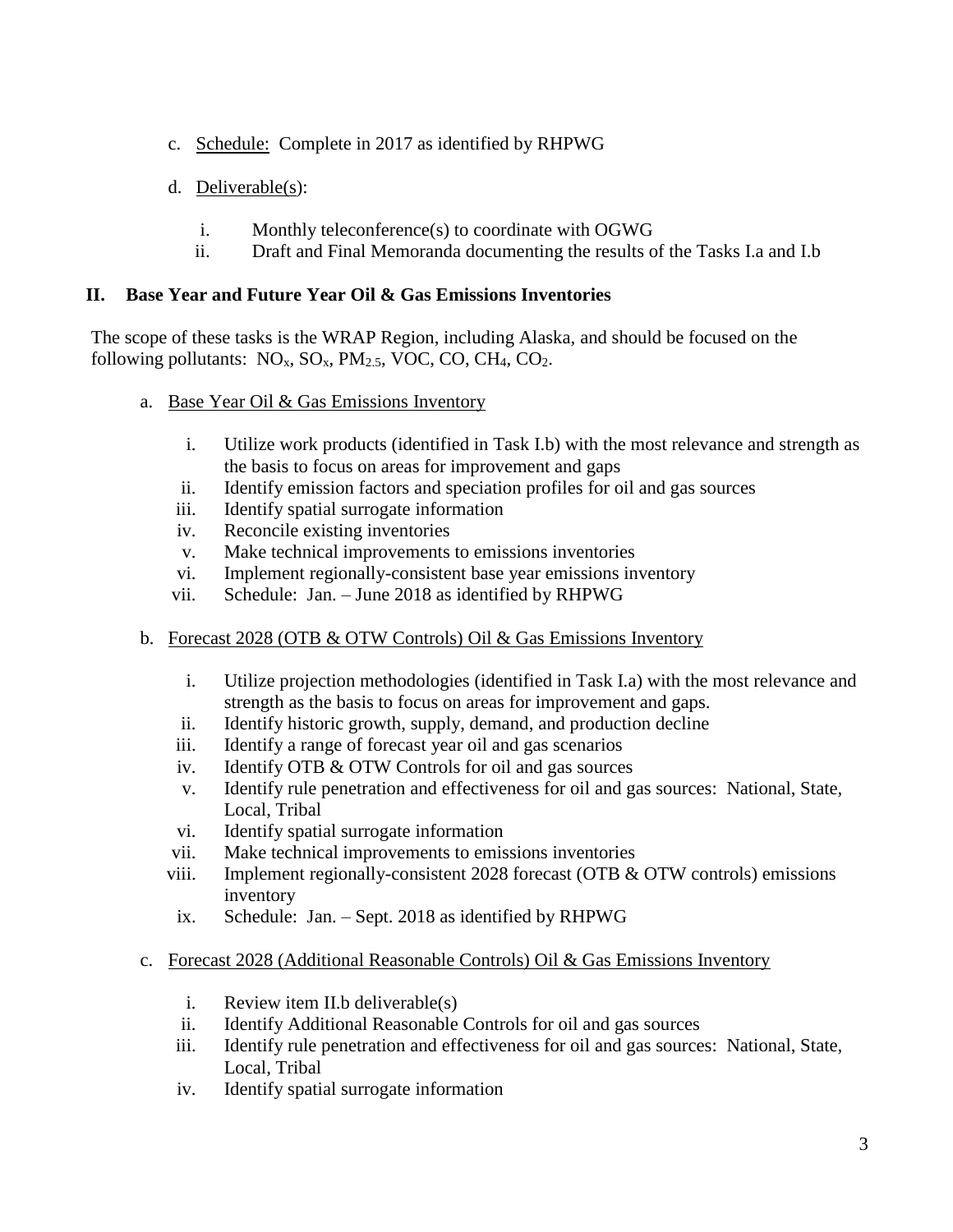c. Schedule: Complete in 2017 as identified by RHPWG

d. Deliverable(s):

   i. Monthly teleconference(s) to coordinate with OGWG
   ii. Draft and Final Memoranda documenting the results of the Tasks I.a and I.b

## II. Base Year and Future Year Oil & Gas Emissions Inventories

The scope of these tasks is the WRAP Region, including Alaska, and should be focused on the following pollutants: $NO_x$, $SO_x$, $PM_{2.5}$, VOC, CO, $CH_4$, $CO_2$.

a. Base Year Oil & Gas Emissions Inventory

   i. Utilize work products (identified in Task I.b) with the most relevance and strength as the basis to focus on areas for improvement and gaps
   ii. Identify emission factors and speciation profiles for oil and gas sources
   iii. Identify spatial surrogate information
   iv. Reconcile existing inventories
   v. Make technical improvements to emissions inventories
   vi. Implement regionally-consistent base year emissions inventory
   vii. Schedule: Jan. – June 2018 as identified by RHPWG

b. Forecast 2028 (OTB & OTW Controls) Oil & Gas Emissions Inventory

   i. Utilize projection methodologies (identified in Task I.a) with the most relevance and strength as the basis to focus on areas for improvement and gaps.
   ii. Identify historic growth, supply, demand, and production decline
   iii. Identify a range of forecast year oil and gas scenarios
   iv. Identify OTB & OTW Controls for oil and gas sources
   v. Identify rule penetration and effectiveness for oil and gas sources: National, State, Local, Tribal
   vi. Identify spatial surrogate information
   vii. Make technical improvements to emissions inventories
   viii. Implement regionally-consistent 2028 forecast (OTB & OTW controls) emissions inventory
   ix. Schedule: Jan. – Sept. 2018 as identified by RHPWG

c. Forecast 2028 (Additional Reasonable Controls) Oil & Gas Emissions Inventory

   i. Review item II.b deliverable(s)
   ii. Identify Additional Reasonable Controls for oil and gas sources
   iii. Identify rule penetration and effectiveness for oil and gas sources: National, State, Local, Tribal
   iv. Identify spatial surrogate information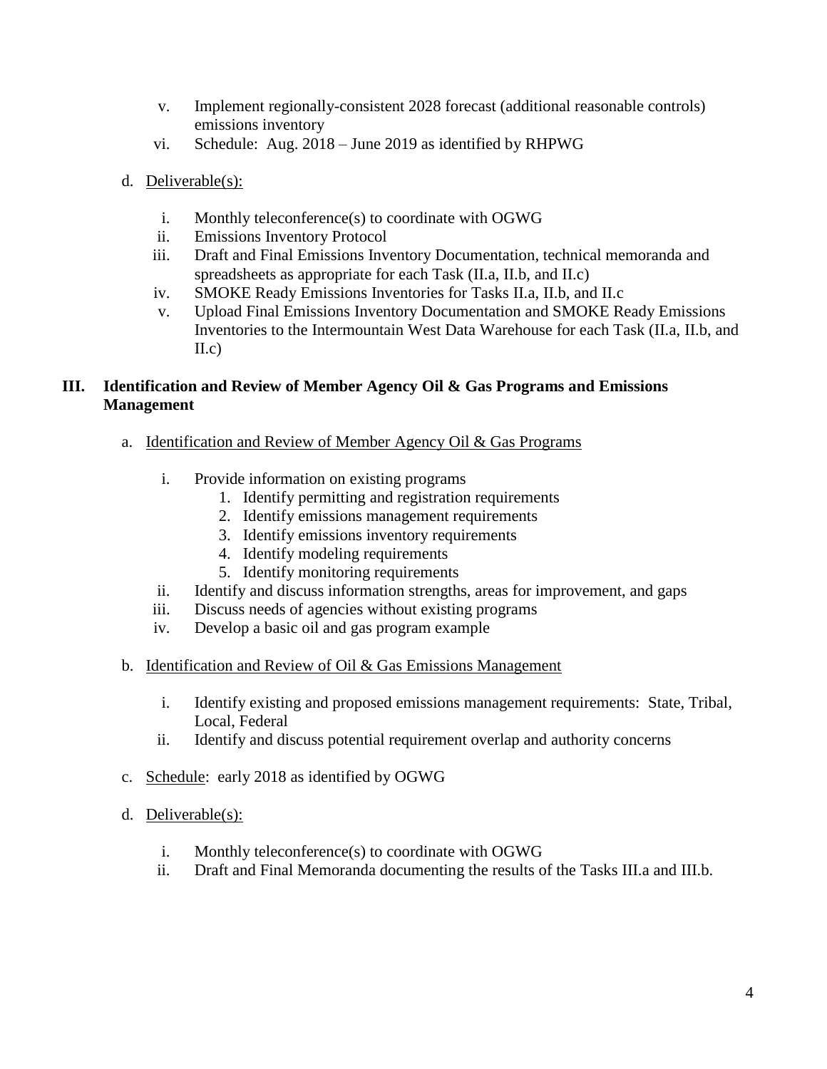v. Implement regionally-consistent 2028 forecast (additional reasonable controls) emissions inventory
   vi. Schedule: Aug. 2018 – June 2019 as identified by RHPWG

d. Deliverable(s):

   i. Monthly teleconference(s) to coordinate with OGWG
   ii. Emissions Inventory Protocol
   iii. Draft and Final Emissions Inventory Documentation, technical memoranda and spreadsheets as appropriate for each Task (II.a, II.b, and II.c)
   iv. SMOKE Ready Emissions Inventories for Tasks II.a, II.b, and II.c
   v. Upload Final Emissions Inventory Documentation and SMOKE Ready Emissions Inventories to the Intermountain West Data Warehouse for each Task (II.a, II.b, and II.c)

## III. Identification and Review of Member Agency Oil & Gas Programs and Emissions Management

a. Identification and Review of Member Agency Oil & Gas Programs

   i. Provide information on existing programs
      1. Identify permitting and registration requirements
      2. Identify emissions management requirements
      3. Identify emissions inventory requirements
      4. Identify modeling requirements
      5. Identify monitoring requirements
   ii. Identify and discuss information strengths, areas for improvement, and gaps
   iii. Discuss needs of agencies without existing programs
   iv. Develop a basic oil and gas program example

b. Identification and Review of Oil & Gas Emissions Management

   i. Identify existing and proposed emissions management requirements: State, Tribal, Local, Federal
   ii. Identify and discuss potential requirement overlap and authority concerns

c. Schedule: early 2018 as identified by OGWG

d. Deliverable(s):

   i. Monthly teleconference(s) to coordinate with OGWG
   ii. Draft and Final Memoranda documenting the results of the Tasks III.a and III.b.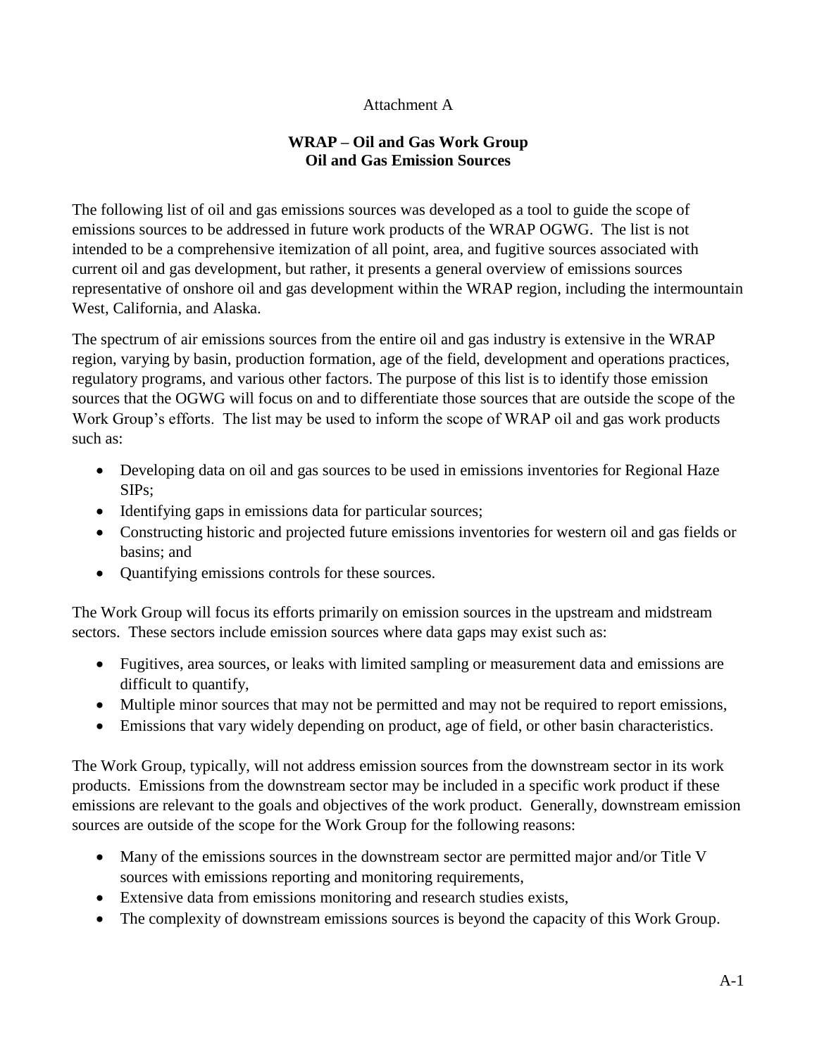Attachment A

## WRAP – Oil and Gas Work Group
## Oil and Gas Emission Sources

The following list of oil and gas emissions sources was developed as a tool to guide the scope of emissions sources to be addressed in future work products of the WRAP OGWG. The list is not intended to be a comprehensive itemization of all point, area, and fugitive sources associated with current oil and gas development, but rather, it presents a general overview of emissions sources representative of onshore oil and gas development within the WRAP region, including the intermountain West, California, and Alaska.

The spectrum of air emissions sources from the entire oil and gas industry is extensive in the WRAP region, varying by basin, production formation, age of the field, development and operations practices, regulatory programs, and various other factors. The purpose of this list is to identify those emission sources that the OGWG will focus on and to differentiate those sources that are outside the scope of the Work Group's efforts. The list may be used to inform the scope of WRAP oil and gas work products such as:

- Developing data on oil and gas sources to be used in emissions inventories for Regional Haze SIPs;
- Identifying gaps in emissions data for particular sources;
- Constructing historic and projected future emissions inventories for western oil and gas fields or basins; and
- Quantifying emissions controls for these sources.

The Work Group will focus its efforts primarily on emission sources in the upstream and midstream sectors. These sectors include emission sources where data gaps may exist such as:

- Fugitives, area sources, or leaks with limited sampling or measurement data and emissions are difficult to quantify,
- Multiple minor sources that may not be permitted and may not be required to report emissions,
- Emissions that vary widely depending on product, age of field, or other basin characteristics.

The Work Group, typically, will not address emission sources from the downstream sector in its work products. Emissions from the downstream sector may be included in a specific work product if these emissions are relevant to the goals and objectives of the work product. Generally, downstream emission sources are outside of the scope for the Work Group for the following reasons:

- Many of the emissions sources in the downstream sector are permitted major and/or Title V sources with emissions reporting and monitoring requirements,
- Extensive data from emissions monitoring and research studies exists,
- The complexity of downstream emissions sources is beyond the capacity of this Work Group.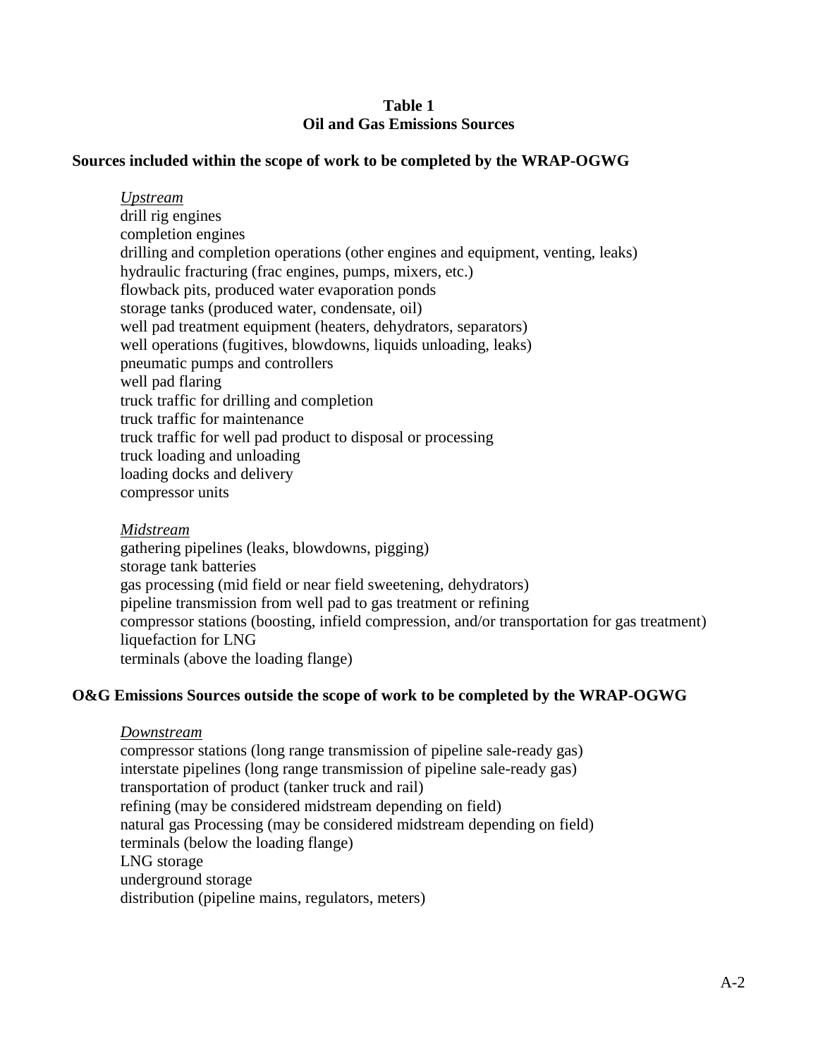**Table 1**
**Oil and Gas Emissions Sources**

**Sources included within the scope of work to be completed by the WRAP-OGWG**

*Upstream*

drill rig engines
completion engines
drilling and completion operations (other engines and equipment, venting, leaks)
hydraulic fracturing (frac engines, pumps, mixers, etc.)
flowback pits, produced water evaporation ponds
storage tanks (produced water, condensate, oil)
well pad treatment equipment (heaters, dehydrators, separators)
well operations (fugitives, blowdowns, liquids unloading, leaks)
pneumatic pumps and controllers
well pad flaring
truck traffic for drilling and completion
truck traffic for maintenance
truck traffic for well pad product to disposal or processing
truck loading and unloading
loading docks and delivery
compressor units

*Midstream*

gathering pipelines (leaks, blowdowns, pigging)
storage tank batteries
gas processing (mid field or near field sweetening, dehydrators)
pipeline transmission from well pad to gas treatment or refining
compressor stations (boosting, infield compression, and/or transportation for gas treatment)
liquefaction for LNG
terminals (above the loading flange)

**O&G Emissions Sources outside the scope of work to be completed by the WRAP-OGWG**

*Downstream*

compressor stations (long range transmission of pipeline sale-ready gas)
interstate pipelines (long range transmission of pipeline sale-ready gas)
transportation of product (tanker truck and rail)
refining (may be considered midstream depending on field)
natural gas Processing (may be considered midstream depending on field)
terminals (below the loading flange)
LNG storage
underground storage
distribution (pipeline mains, regulators, meters)